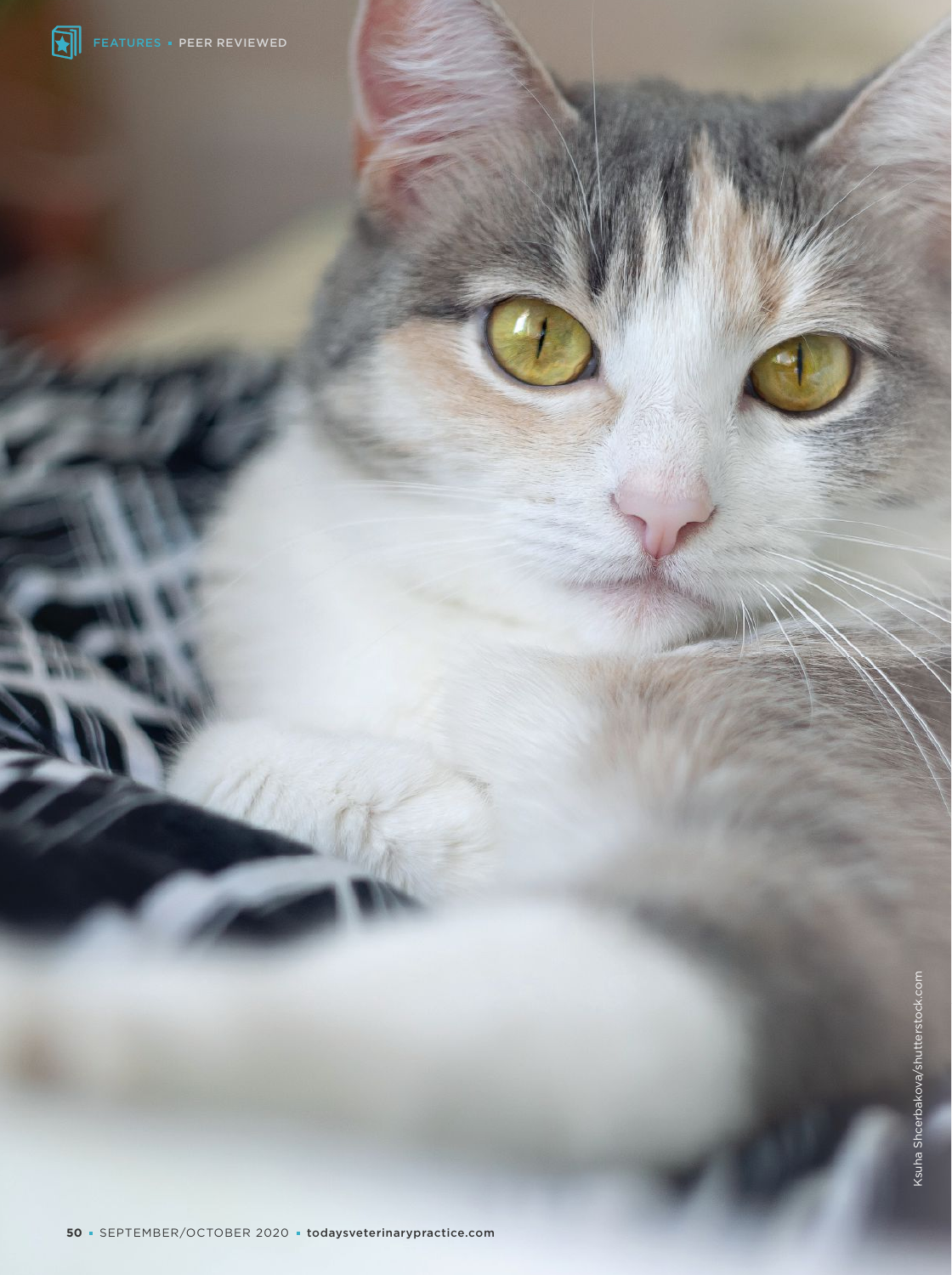Ksuha Shcerbakova/shutterstock.com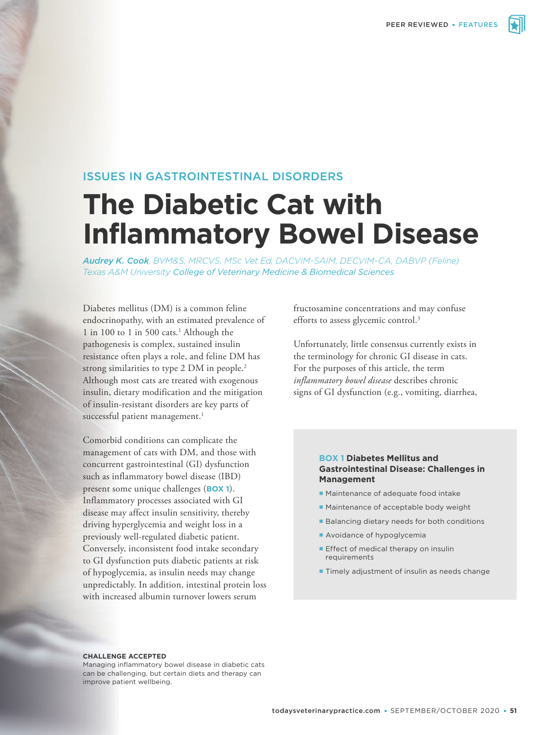ISSUES IN GASTROINTESTINAL DISORDERS

# The Diabetic Cat with Inflammatory Bowel Disease

*Audrey K. Cook, BVM&S, MRCVS, MSc Vet Ed, DACVIM-SAIM, DECVIM-CA, DABVP (Feline)*
*Texas A&M University College of Veterinary Medicine & Biomedical Sciences*

Diabetes mellitus (DM) is a common feline endocrinopathy, with an estimated prevalence of 1 in 100 to 1 in 500 cats.[1] Although the pathogenesis is complex, sustained insulin resistance often plays a role, and feline DM has strong similarities to type 2 DM in people.[2] Although most cats are treated with exogenous insulin, dietary modification and the mitigation of insulin-resistant disorders are key parts of successful patient management.[1]

Comorbid conditions can complicate the management of cats with DM, and those with concurrent gastrointestinal (GI) dysfunction such as inflammatory bowel disease (IBD) present some unique challenges (**BOX 1**). Inflammatory processes associated with GI disease may affect insulin sensitivity, thereby driving hyperglycemia and weight loss in a previously well-regulated diabetic patient. Conversely, inconsistent food intake secondary to GI dysfunction puts diabetic patients at risk of hypoglycemia, as insulin needs may change unpredictably. In addition, intestinal protein loss with increased albumin turnover lowers serum fructosamine concentrations and may confuse efforts to assess glycemic control.[3]

Unfortunately, little consensus currently exists in the terminology for chronic GI disease in cats. For the purposes of this article, the term *inflammatory bowel disease* describes chronic signs of GI dysfunction (e.g., vomiting, diarrhea,

**BOX 1 Diabetes Mellitus and Gastrointestinal Disease: Challenges in Management**

- Maintenance of adequate food intake
- Maintenance of acceptable body weight
- Balancing dietary needs for both conditions
- Avoidance of hypoglycemia
- Effect of medical therapy on insulin requirements
- Timely adjustment of insulin as needs change

**CHALLENGE ACCEPTED**
Managing inflammatory bowel disease in diabetic cats can be challenging, but certain diets and therapy can improve patient wellbeing.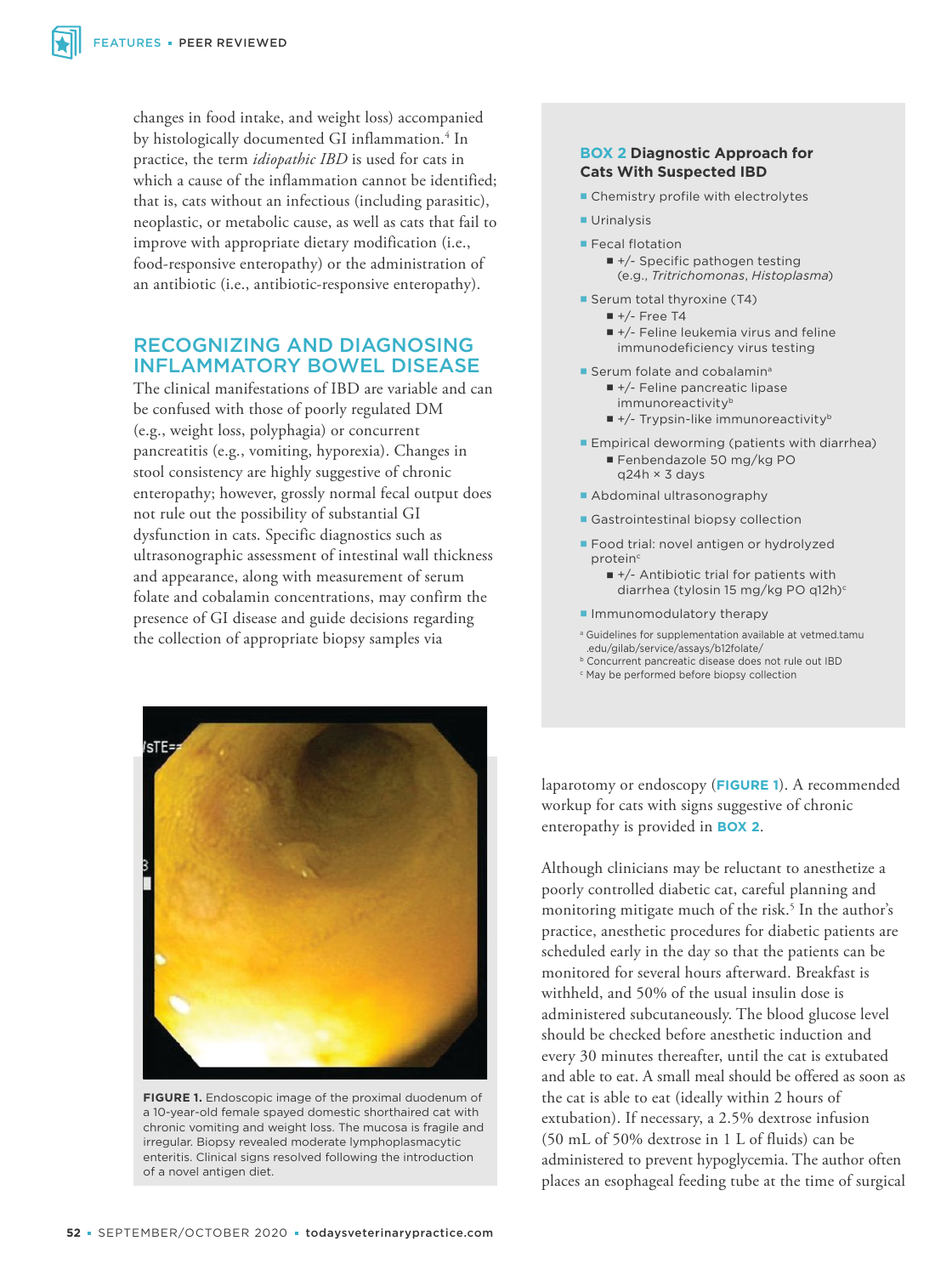changes in food intake, and weight loss) accompanied by histologically documented GI inflammation.[4] In practice, the term *idiopathic IBD* is used for cats in which a cause of the inflammation cannot be identified; that is, cats without an infectious (including parasitic), neoplastic, or metabolic cause, as well as cats that fail to improve with appropriate dietary modification (i.e., food-responsive enteropathy) or the administration of an antibiotic (i.e., antibiotic-responsive enteropathy).

## RECOGNIZING AND DIAGNOSING INFLAMMATORY BOWEL DISEASE

The clinical manifestations of IBD are variable and can be confused with those of poorly regulated DM (e.g., weight loss, polyphagia) or concurrent pancreatitis (e.g., vomiting, hyporexia). Changes in stool consistency are highly suggestive of chronic enteropathy; however, grossly normal fecal output does not rule out the possibility of substantial GI dysfunction in cats. Specific diagnostics such as ultrasonographic assessment of intestinal wall thickness and appearance, along with measurement of serum folate and cobalamin concentrations, may confirm the presence of GI disease and guide decisions regarding the collection of appropriate biopsy samples via laparotomy or endoscopy (**FIGURE 1**). A recommended workup for cats with signs suggestive of chronic enteropathy is provided in **BOX 2**.

FIGURE 1. Endoscopic image of the proximal duodenum of a 10-year-old female spayed domestic shorthaired cat with chronic vomiting and weight loss. The mucosa is fragile and irregular. Biopsy revealed moderate lymphoplasmacytic enteritis. Clinical signs resolved following the introduction of a novel antigen diet.

### BOX 2 Diagnostic Approach for Cats With Suspected IBD

- Chemistry profile with electrolytes
- Urinalysis
- Fecal flotation
  - +/- Specific pathogen testing (e.g., *Tritrichomonas*, *Histoplasma*)
- Serum total thyroxine (T4)
  - +/- Free T4
  - +/- Feline leukemia virus and feline immunodeficiency virus testing
- Serum folate and cobalamin[a]
  - +/- Feline pancreatic lipase immunoreactivity[b]
  - +/- Trypsin-like immunoreactivity[b]
- Empirical deworming (patients with diarrhea)
  - Fenbendazole 50 mg/kg PO q24h × 3 days
- Abdominal ultrasonography
- Gastrointestinal biopsy collection
- Food trial: novel antigen or hydrolyzed protein[c]
  - +/- Antibiotic trial for patients with diarrhea (tylosin 15 mg/kg PO q12h)[c]
- Immunomodulatory therapy

[a] Guidelines for supplementation available at vetmed.tamu.edu/gilab/service/assays/b12folate/
[b] Concurrent pancreatic disease does not rule out IBD
[c] May be performed before biopsy collection

Although clinicians may be reluctant to anesthetize a poorly controlled diabetic cat, careful planning and monitoring mitigate much of the risk.[5] In the author's practice, anesthetic procedures for diabetic patients are scheduled early in the day so that the patients can be monitored for several hours afterward. Breakfast is withheld, and 50% of the usual insulin dose is administered subcutaneously. The blood glucose level should be checked before anesthetic induction and every 30 minutes thereafter, until the cat is extubated and able to eat. A small meal should be offered as soon as the cat is able to eat (ideally within 2 hours of extubation). If necessary, a 2.5% dextrose infusion (50 mL of 50% dextrose in 1 L of fluids) can be administered to prevent hypoglycemia. The author often places an esophageal feeding tube at the time of surgical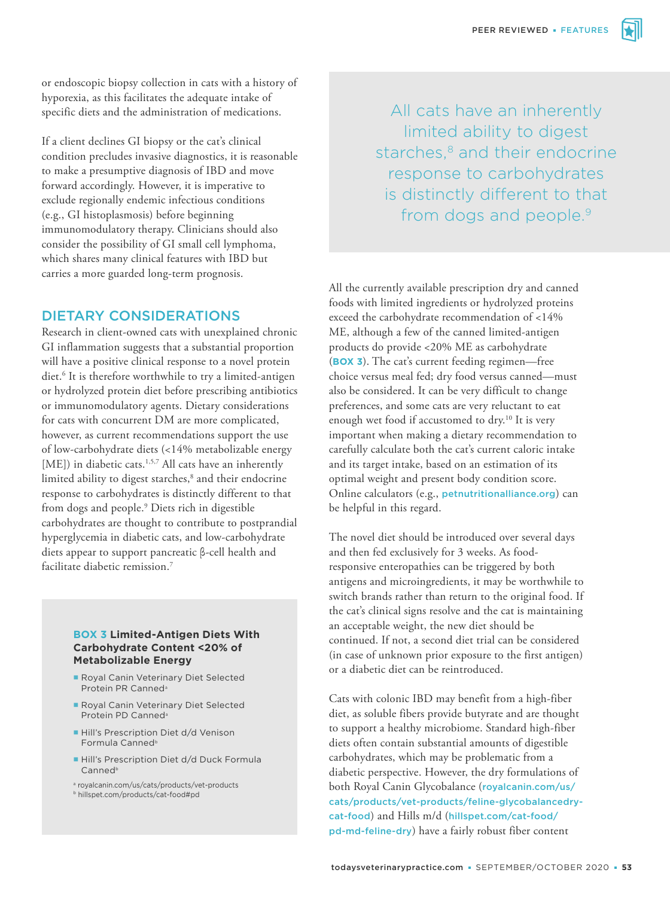or endoscopic biopsy collection in cats with a history of hyporexia, as this facilitates the adequate intake of specific diets and the administration of medications.

If a client declines GI biopsy or the cat's clinical condition precludes invasive diagnostics, it is reasonable to make a presumptive diagnosis of IBD and move forward accordingly. However, it is imperative to exclude regionally endemic infectious conditions (e.g., GI histoplasmosis) before beginning immunomodulatory therapy. Clinicians should also consider the possibility of GI small cell lymphoma, which shares many clinical features with IBD but carries a more guarded long-term prognosis.

## DIETARY CONSIDERATIONS

Research in client-owned cats with unexplained chronic GI inflammation suggests that a substantial proportion will have a positive clinical response to a novel protein diet.[6] It is therefore worthwhile to try a limited-antigen or hydrolyzed protein diet before prescribing antibiotics or immunomodulatory agents. Dietary considerations for cats with concurrent DM are more complicated, however, as current recommendations support the use of low-carbohydrate diets (<14% metabolizable energy [ME]) in diabetic cats.[1,5,7] All cats have an inherently limited ability to digest starches,[8] and their endocrine response to carbohydrates is distinctly different to that from dogs and people.[9] Diets rich in digestible carbohydrates are thought to contribute to postprandial hyperglycemia in diabetic cats, and low-carbohydrate diets appear to support pancreatic β-cell health and facilitate diabetic remission.[7]

> All cats have an inherently limited ability to digest starches,[8] and their endocrine response to carbohydrates is distinctly different to that from dogs and people.[9]

All the currently available prescription dry and canned foods with limited ingredients or hydrolyzed proteins exceed the carbohydrate recommendation of <14% ME, although a few of the canned limited-antigen products do provide <20% ME as carbohydrate (**BOX 3**). The cat's current feeding regimen—free choice versus meal fed; dry food versus canned—must also be considered. It can be very difficult to change preferences, and some cats are very reluctant to eat enough wet food if accustomed to dry.[10] It is very important when making a dietary recommendation to carefully calculate both the cat's current caloric intake and its target intake, based on an estimation of its optimal weight and present body condition score. Online calculators (e.g., petnutritionalliance.org) can be helpful in this regard.

The novel diet should be introduced over several days and then fed exclusively for 3 weeks. As food-responsive enteropathies can be triggered by both antigens and microingredients, it may be worthwhile to switch brands rather than return to the original food. If the cat's clinical signs resolve and the cat is maintaining an acceptable weight, the new diet should be continued. If not, a second diet trial can be considered (in case of unknown prior exposure to the first antigen) or a diabetic diet can be reintroduced.

Cats with colonic IBD may benefit from a high-fiber diet, as soluble fibers provide butyrate and are thought to support a healthy microbiome. Standard high-fiber diets often contain substantial amounts of digestible carbohydrates, which may be problematic from a diabetic perspective. However, the dry formulations of both Royal Canin Glycobalance (royalcanin.com/us/cats/products/vet-products/feline-glycobalancedry-cat-food) and Hills m/d (hillspet.com/cat-food/pd-md-feline-dry) have a fairly robust fiber content

### BOX 3 Limited-Antigen Diets With Carbohydrate Content <20% of Metabolizable Energy

- Royal Canin Veterinary Diet Selected Protein PR Canned[a]
- Royal Canin Veterinary Diet Selected Protein PD Canned[a]
- Hill's Prescription Diet d/d Venison Formula Canned[b]
- Hill's Prescription Diet d/d Duck Formula Canned[b]

[a] royalcanin.com/us/cats/products/vet-products
[b] hillspet.com/products/cat-food#pd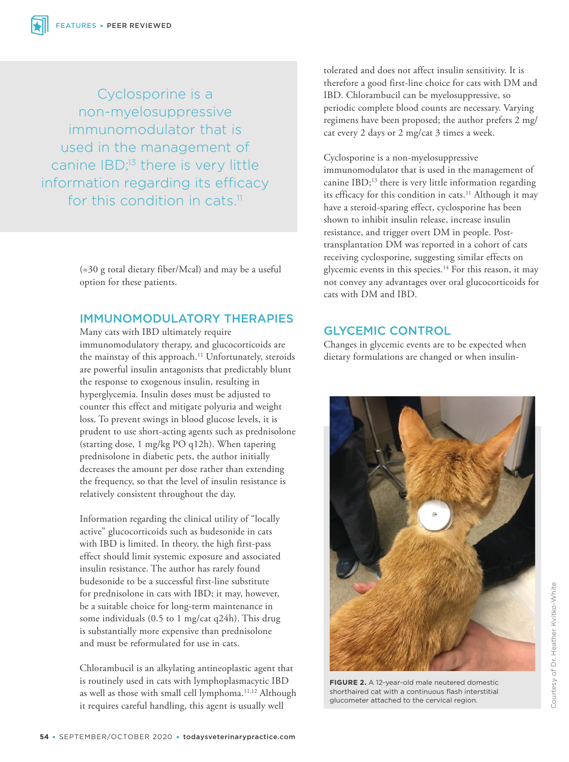> Cyclosporine is a non-myelosuppressive immunomodulator that is used in the management of canine IBD;[13] there is very little information regarding its efficacy for this condition in cats.[11]

(≈30 g total dietary fiber/Mcal) and may be a useful option for these patients.

## IMMUNOMODULATORY THERAPIES

Many cats with IBD ultimately require immunomodulatory therapy, and glucocorticoids are the mainstay of this approach.[11] Unfortunately, steroids are powerful insulin antagonists that predictably blunt the response to exogenous insulin, resulting in hyperglycemia. Insulin doses must be adjusted to counter this effect and mitigate polyuria and weight loss. To prevent swings in blood glucose levels, it is prudent to use short-acting agents such as prednisolone (starting dose, 1 mg/kg PO q12h). When tapering prednisolone in diabetic pets, the author initially decreases the amount per dose rather than extending the frequency, so that the level of insulin resistance is relatively consistent throughout the day.

Information regarding the clinical utility of "locally active" glucocorticoids such as budesonide in cats with IBD is limited. In theory, the high first-pass effect should limit systemic exposure and associated insulin resistance. The author has rarely found budesonide to be a successful first-line substitute for prednisolone in cats with IBD; it may, however, be a suitable choice for long-term maintenance in some individuals (0.5 to 1 mg/cat q24h). This drug is substantially more expensive than prednisolone and must be reformulated for use in cats.

Chlorambucil is an alkylating antineoplastic agent that is routinely used in cats with lymphoplasmacytic IBD as well as those with small cell lymphoma.[11,12] Although it requires careful handling, this agent is usually well tolerated and does not affect insulin sensitivity. It is therefore a good first-line choice for cats with DM and IBD. Chlorambucil can be myelosuppressive, so periodic complete blood counts are necessary. Varying regimens have been proposed; the author prefers 2 mg/cat every 2 days or 2 mg/cat 3 times a week.

Cyclosporine is a non-myelosuppressive immunomodulator that is used in the management of canine IBD;[13] there is very little information regarding its efficacy for this condition in cats.[11] Although it may have a steroid-sparing effect, cyclosporine has been shown to inhibit insulin release, increase insulin resistance, and trigger overt DM in people. Post-transplantation DM was reported in a cohort of cats receiving cyclosporine, suggesting similar effects on glycemic events in this species.[14] For this reason, it may not convey any advantages over oral glucocorticoids for cats with DM and IBD.

## GLYCEMIC CONTROL

Changes in glycemic events are to be expected when dietary formulations are changed or when insulin-

**FIGURE 2.** A 12-year-old male neutered domestic shorthaired cat with a continuous flash interstitial glucometer attached to the cervical region.

Courtesy of Dr. Heather Kvitko-White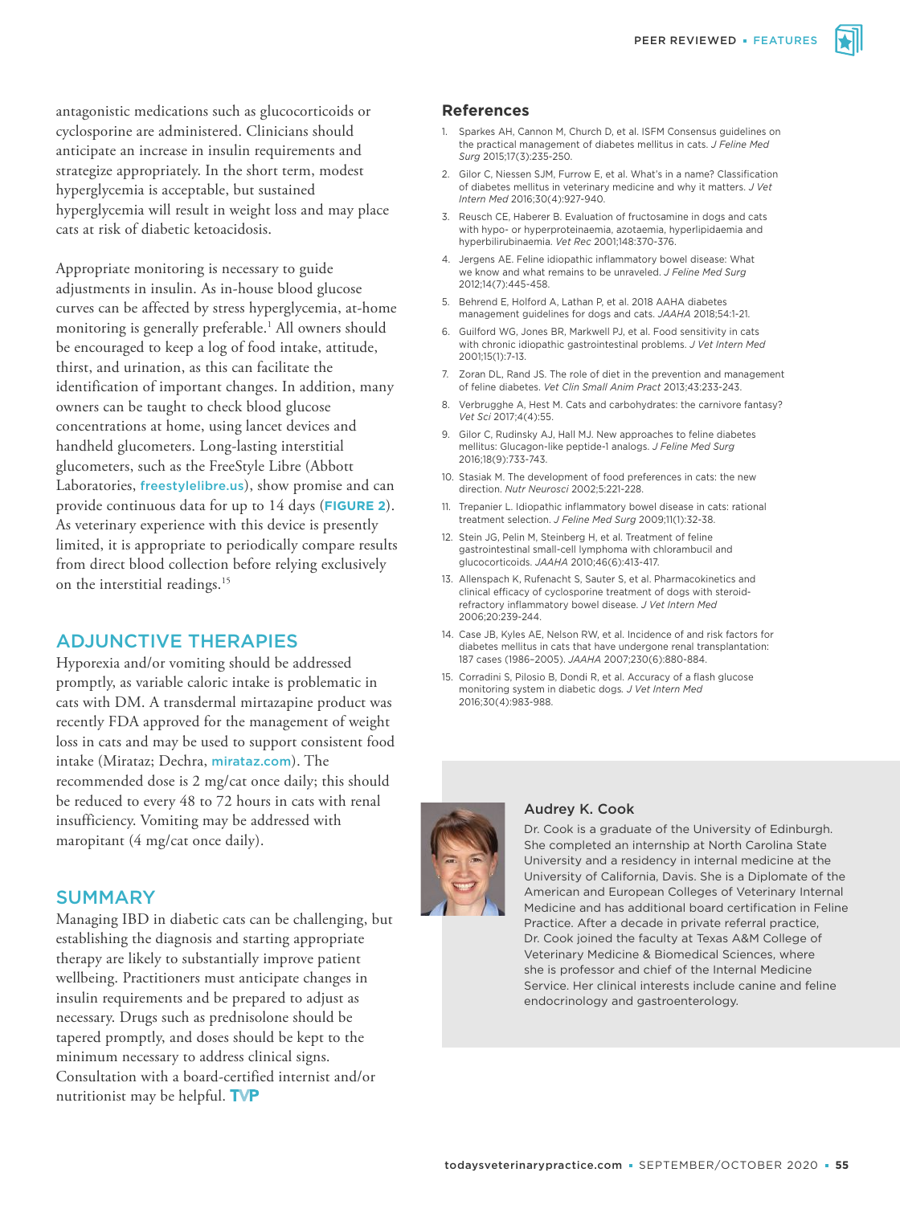antagonistic medications such as glucocorticoids or cyclosporine are administered. Clinicians should anticipate an increase in insulin requirements and strategize appropriately. In the short term, modest hyperglycemia is acceptable, but sustained hyperglycemia will result in weight loss and may place cats at risk of diabetic ketoacidosis.

Appropriate monitoring is necessary to guide adjustments in insulin. As in-house blood glucose curves can be affected by stress hyperglycemia, at-home monitoring is generally preferable.[1] All owners should be encouraged to keep a log of food intake, attitude, thirst, and urination, as this can facilitate the identification of important changes. In addition, many owners can be taught to check blood glucose concentrations at home, using lancet devices and handheld glucometers. Long-lasting interstitial glucometers, such as the FreeStyle Libre (Abbott Laboratories, freestylelibre.us), show promise and can provide continuous data for up to 14 days (**FIGURE 2**). As veterinary experience with this device is presently limited, it is appropriate to periodically compare results from direct blood collection before relying exclusively on the interstitial readings.[15]

## ADJUNCTIVE THERAPIES

Hyporexia and/or vomiting should be addressed promptly, as variable caloric intake is problematic in cats with DM. A transdermal mirtazapine product was recently FDA approved for the management of weight loss in cats and may be used to support consistent food intake (Mirataz; Dechra, mirataz.com). The recommended dose is 2 mg/cat once daily; this should be reduced to every 48 to 72 hours in cats with renal insufficiency. Vomiting may be addressed with maropitant (4 mg/cat once daily).

## SUMMARY

Managing IBD in diabetic cats can be challenging, but establishing the diagnosis and starting appropriate therapy are likely to substantially improve patient wellbeing. Practitioners must anticipate changes in insulin requirements and be prepared to adjust as necessary. Drugs such as prednisolone should be tapered promptly, and doses should be kept to the minimum necessary to address clinical signs. Consultation with a board-certified internist and/or nutritionist may be helpful. **TVP**

## References

1. Sparkes AH, Cannon M, Church D, et al. ISFM Consensus guidelines on the practical management of diabetes mellitus in cats. *J Feline Med Surg* 2015;17(3):235-250.
2. Gilor C, Niessen SJM, Furrow E, et al. What's in a name? Classification of diabetes mellitus in veterinary medicine and why it matters. *J Vet Intern Med* 2016;30(4):927-940.
3. Reusch CE, Haberer B. Evaluation of fructosamine in dogs and cats with hypo- or hyperproteinaemia, azotaemia, hyperlipidaemia and hyperbilirubinaemia. *Vet Rec* 2001;148:370-376.
4. Jergens AE. Feline idiopathic inflammatory bowel disease: What we know and what remains to be unraveled. *J Feline Med Surg* 2012;14(7):445-458.
5. Behrend E, Holford A, Lathan P, et al. 2018 AAHA diabetes management guidelines for dogs and cats. *JAAHA* 2018;54:1-21.
6. Guilford WG, Jones BR, Markwell PJ, et al. Food sensitivity in cats with chronic idiopathic gastrointestinal problems. *J Vet Intern Med* 2001;15(1):7-13.
7. Zoran DL, Rand JS. The role of diet in the prevention and management of feline diabetes. *Vet Clin Small Anim Pract* 2013;43:233-243.
8. Verbrugghe A, Hest M. Cats and carbohydrates: the carnivore fantasy? *Vet Sci* 2017;4(4):55.
9. Gilor C, Rudinsky AJ, Hall MJ. New approaches to feline diabetes mellitus: Glucagon-like peptide-1 analogs. *J Feline Med Surg* 2016;18(9):733-743.
10. Stasiak M. The development of food preferences in cats: the new direction. *Nutr Neurosci* 2002;5:221-228.
11. Trepanier L. Idiopathic inflammatory bowel disease in cats: rational treatment selection. *J Feline Med Surg* 2009;11(1):32-38.
12. Stein JG, Pelin M, Steinberg H, et al. Treatment of feline gastrointestinal small-cell lymphoma with chlorambucil and glucocorticoids. *JAAHA* 2010;46(6):413-417.
13. Allenspach K, Rufenacht S, Sauter S, et al. Pharmacokinetics and clinical efficacy of cyclosporine treatment of dogs with steroid-refractory inflammatory bowel disease. *J Vet Intern Med* 2006;20:239-244.
14. Case JB, Kyles AE, Nelson RW, et al. Incidence of and risk factors for diabetes mellitus in cats that have undergone renal transplantation: 187 cases (1986–2005). *JAAHA* 2007;230(6):880-884.
15. Corradini S, Pilosio B, Dondi R, et al. Accuracy of a flash glucose monitoring system in diabetic dogs. *J Vet Intern Med* 2016;30(4):983-988.

### Audrey K. Cook

Dr. Cook is a graduate of the University of Edinburgh. She completed an internship at North Carolina State University and a residency in internal medicine at the University of California, Davis. She is a Diplomate of the American and European Colleges of Veterinary Internal Medicine and has additional board certification in Feline Practice. After a decade in private referral practice, Dr. Cook joined the faculty at Texas A&M College of Veterinary Medicine & Biomedical Sciences, where she is professor and chief of the Internal Medicine Service. Her clinical interests include canine and feline endocrinology and gastroenterology.